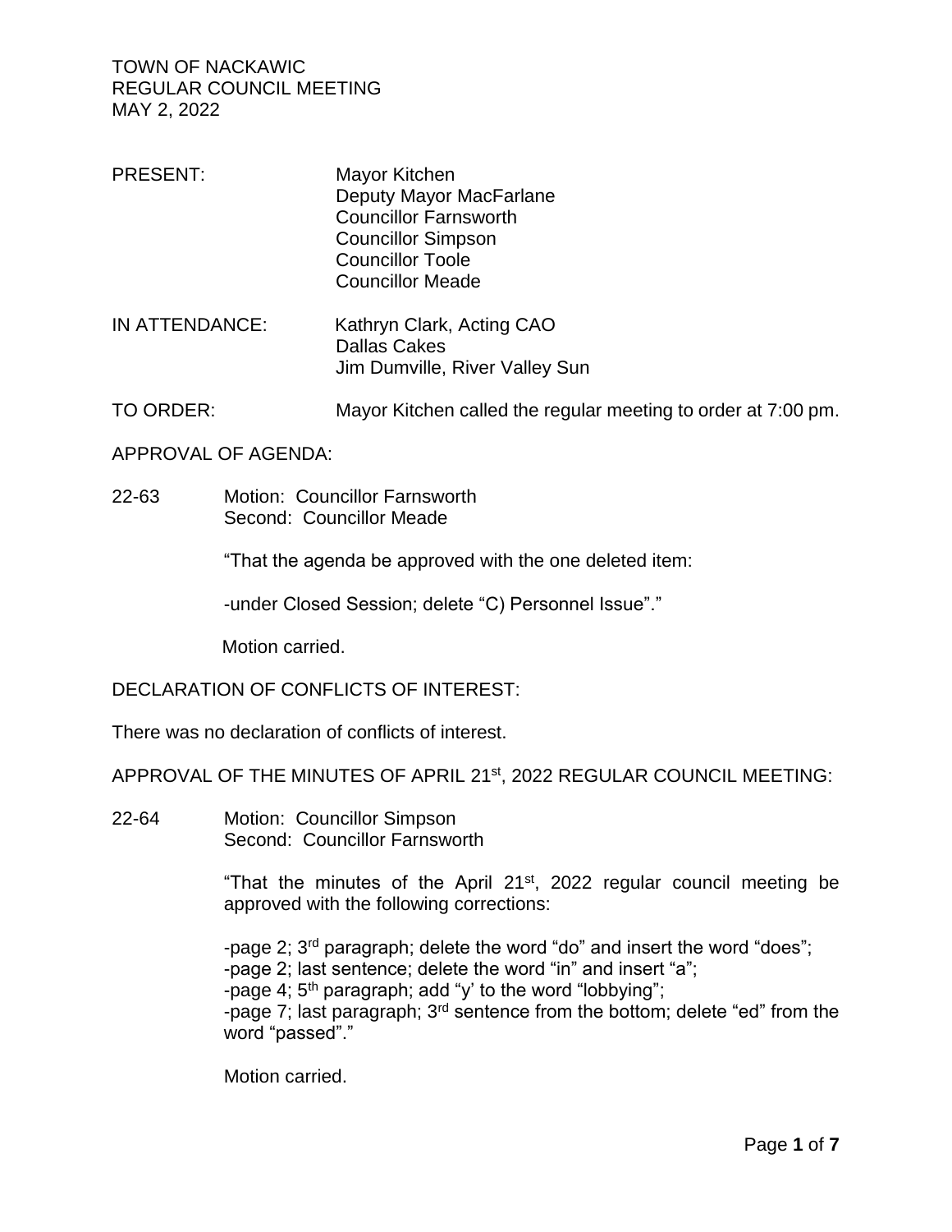TOWN OF NACKAWIC
REGULAR COUNCIL MEETING
MAY 2, 2022

PRESENT: Mayor Kitchen
Deputy Mayor MacFarlane
Councillor Farnsworth
Councillor Simpson
Councillor Toole
Councillor Meade

IN ATTENDANCE: Kathryn Clark, Acting CAO
Dallas Cakes
Jim Dumville, River Valley Sun

TO ORDER: Mayor Kitchen called the regular meeting to order at 7:00 pm.

APPROVAL OF AGENDA:

22-63 Motion: Councillor Farnsworth
Second: Councillor Meade

"That the agenda be approved with the one deleted item:

-under Closed Session; delete "C) Personnel Issue"."

Motion carried.

DECLARATION OF CONFLICTS OF INTEREST:

There was no declaration of conflicts of interest.

APPROVAL OF THE MINUTES OF APRIL 21st, 2022 REGULAR COUNCIL MEETING:

22-64 Motion: Councillor Simpson
Second: Councillor Farnsworth

"That the minutes of the April 21st, 2022 regular council meeting be approved with the following corrections:

-page 2; 3rd paragraph; delete the word "do" and insert the word "does";
-page 2; last sentence; delete the word "in" and insert "a";
-page 4; 5th paragraph; add 'y' to the word "lobbying";
-page 7; last paragraph; 3rd sentence from the bottom; delete "ed" from the word "passed"."

Motion carried.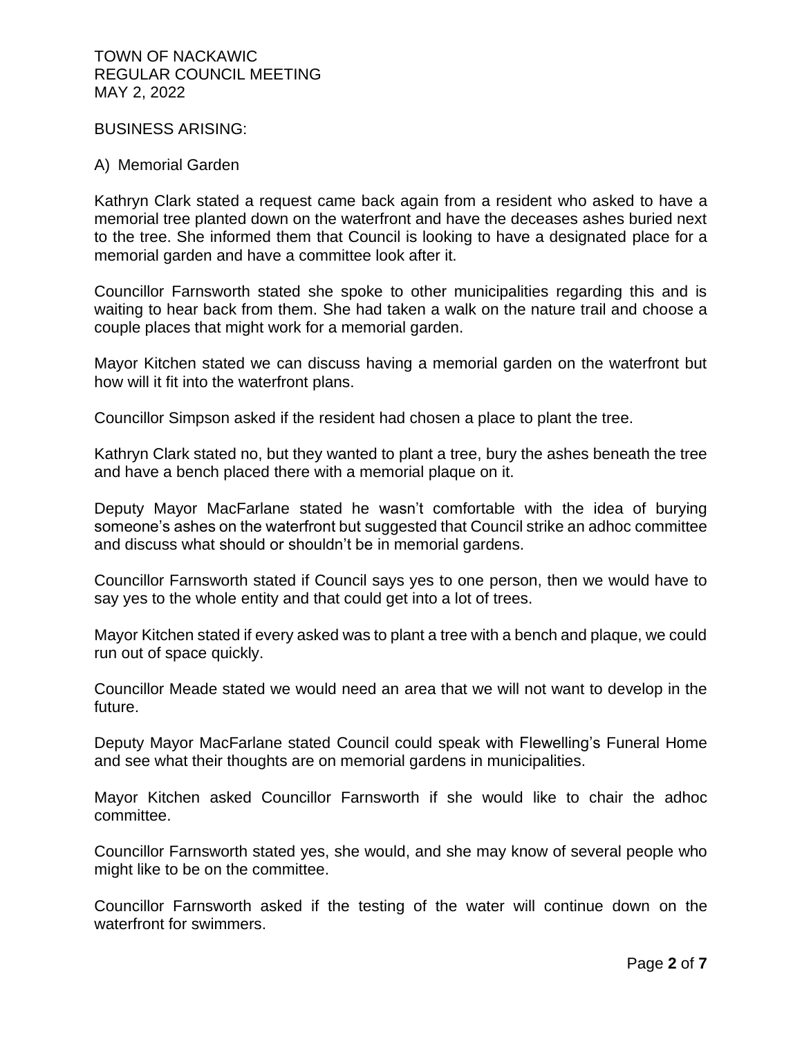BUSINESS ARISING:

A) Memorial Garden

Kathryn Clark stated a request came back again from a resident who asked to have a memorial tree planted down on the waterfront and have the deceases ashes buried next to the tree. She informed them that Council is looking to have a designated place for a memorial garden and have a committee look after it.

Councillor Farnsworth stated she spoke to other municipalities regarding this and is waiting to hear back from them. She had taken a walk on the nature trail and choose a couple places that might work for a memorial garden.

Mayor Kitchen stated we can discuss having a memorial garden on the waterfront but how will it fit into the waterfront plans.

Councillor Simpson asked if the resident had chosen a place to plant the tree.

Kathryn Clark stated no, but they wanted to plant a tree, bury the ashes beneath the tree and have a bench placed there with a memorial plaque on it.

Deputy Mayor MacFarlane stated he wasn't comfortable with the idea of burying someone's ashes on the waterfront but suggested that Council strike an adhoc committee and discuss what should or shouldn't be in memorial gardens.

Councillor Farnsworth stated if Council says yes to one person, then we would have to say yes to the whole entity and that could get into a lot of trees.

Mayor Kitchen stated if every asked was to plant a tree with a bench and plaque, we could run out of space quickly.

Councillor Meade stated we would need an area that we will not want to develop in the future.

Deputy Mayor MacFarlane stated Council could speak with Flewelling's Funeral Home and see what their thoughts are on memorial gardens in municipalities.

Mayor Kitchen asked Councillor Farnsworth if she would like to chair the adhoc committee.

Councillor Farnsworth stated yes, she would, and she may know of several people who might like to be on the committee.

Councillor Farnsworth asked if the testing of the water will continue down on the waterfront for swimmers.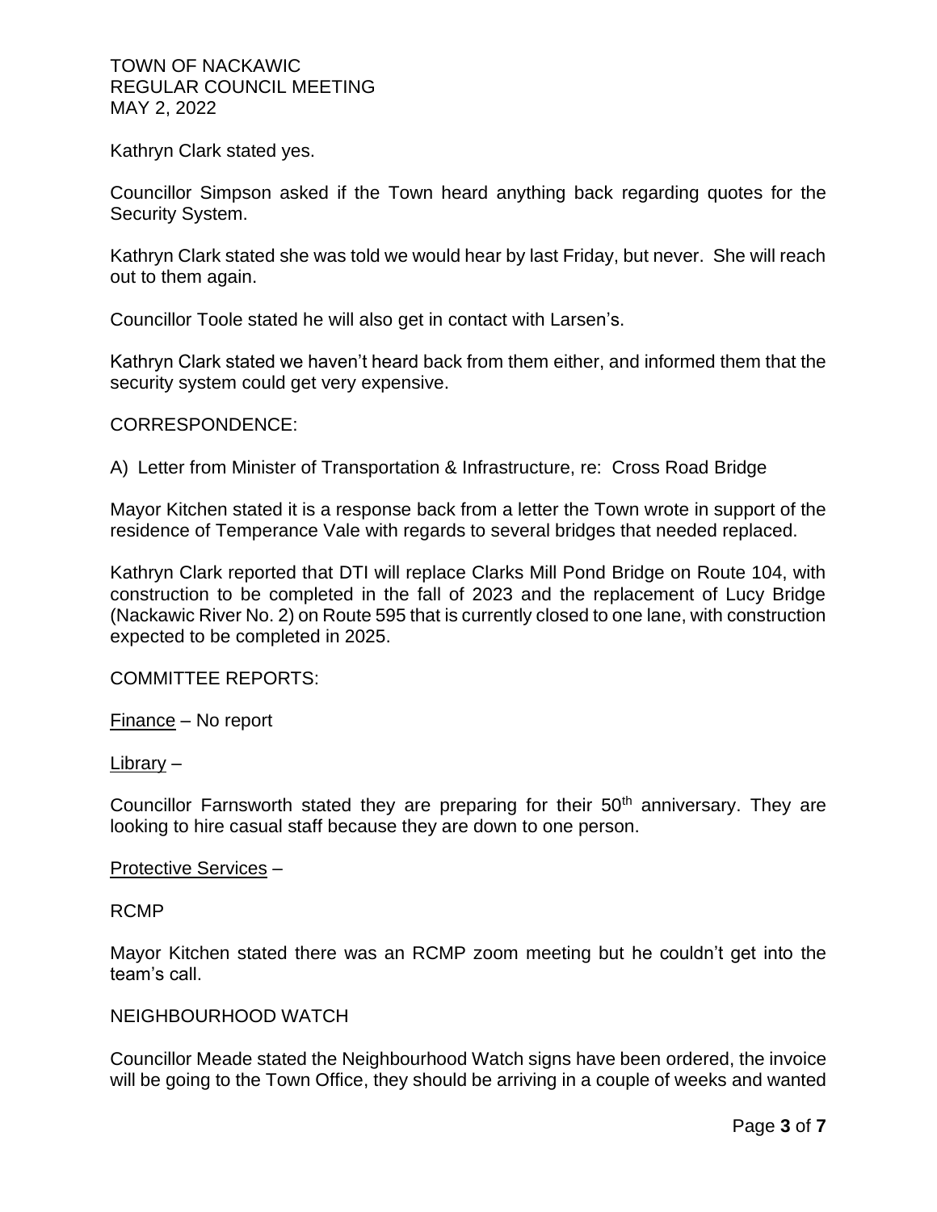Kathryn Clark stated yes.

Councillor Simpson asked if the Town heard anything back regarding quotes for the Security System.

Kathryn Clark stated she was told we would hear by last Friday, but never. She will reach out to them again.

Councillor Toole stated he will also get in contact with Larsen's.

Kathryn Clark stated we haven't heard back from them either, and informed them that the security system could get very expensive.

CORRESPONDENCE:

A) Letter from Minister of Transportation & Infrastructure, re: Cross Road Bridge

Mayor Kitchen stated it is a response back from a letter the Town wrote in support of the residence of Temperance Vale with regards to several bridges that needed replaced.

Kathryn Clark reported that DTI will replace Clarks Mill Pond Bridge on Route 104, with construction to be completed in the fall of 2023 and the replacement of Lucy Bridge (Nackawic River No. 2) on Route 595 that is currently closed to one lane, with construction expected to be completed in 2025.

COMMITTEE REPORTS:

Finance – No report

Library –

Councillor Farnsworth stated they are preparing for their 50th anniversary. They are looking to hire casual staff because they are down to one person.

Protective Services –

RCMP

Mayor Kitchen stated there was an RCMP zoom meeting but he couldn't get into the team's call.

NEIGHBOURHOOD WATCH

Councillor Meade stated the Neighbourhood Watch signs have been ordered, the invoice will be going to the Town Office, they should be arriving in a couple of weeks and wanted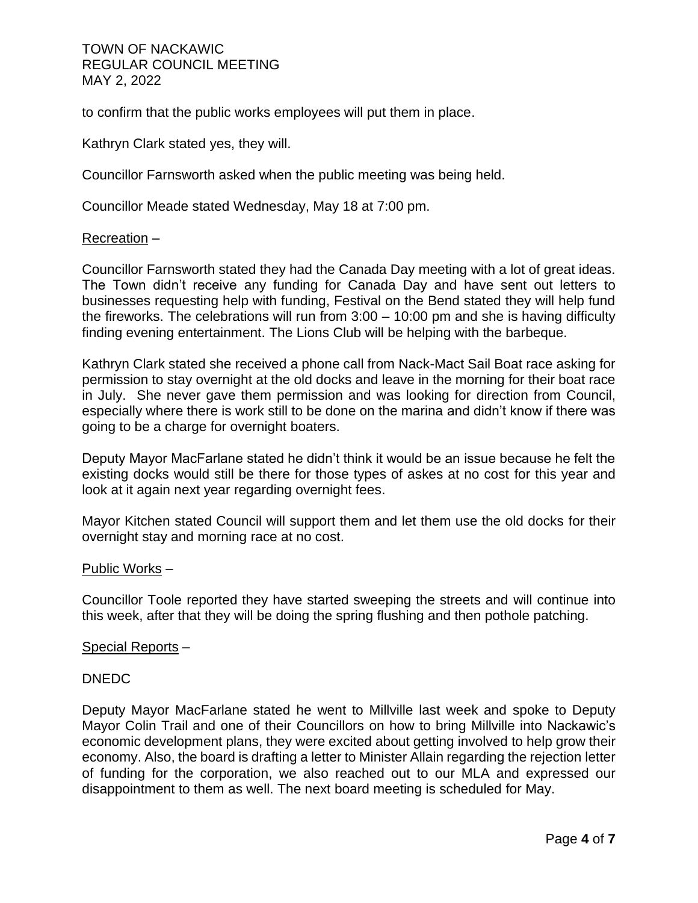to confirm that the public works employees will put them in place.

Kathryn Clark stated yes, they will.

Councillor Farnsworth asked when the public meeting was being held.

Councillor Meade stated Wednesday, May 18 at 7:00 pm.

<u>Recreation</u> –

Councillor Farnsworth stated they had the Canada Day meeting with a lot of great ideas. The Town didn't receive any funding for Canada Day and have sent out letters to businesses requesting help with funding, Festival on the Bend stated they will help fund the fireworks. The celebrations will run from 3:00 – 10:00 pm and she is having difficulty finding evening entertainment. The Lions Club will be helping with the barbeque.

Kathryn Clark stated she received a phone call from Nack-Mact Sail Boat race asking for permission to stay overnight at the old docks and leave in the morning for their boat race in July. She never gave them permission and was looking for direction from Council, especially where there is work still to be done on the marina and didn't know if there was going to be a charge for overnight boaters.

Deputy Mayor MacFarlane stated he didn't think it would be an issue because he felt the existing docks would still be there for those types of askes at no cost for this year and look at it again next year regarding overnight fees.

Mayor Kitchen stated Council will support them and let them use the old docks for their overnight stay and morning race at no cost.

<u>Public Works</u> –

Councillor Toole reported they have started sweeping the streets and will continue into this week, after that they will be doing the spring flushing and then pothole patching.

<u>Special Reports</u> –

DNEDC

Deputy Mayor MacFarlane stated he went to Millville last week and spoke to Deputy Mayor Colin Trail and one of their Councillors on how to bring Millville into Nackawic's economic development plans, they were excited about getting involved to help grow their economy. Also, the board is drafting a letter to Minister Allain regarding the rejection letter of funding for the corporation, we also reached out to our MLA and expressed our disappointment to them as well. The next board meeting is scheduled for May.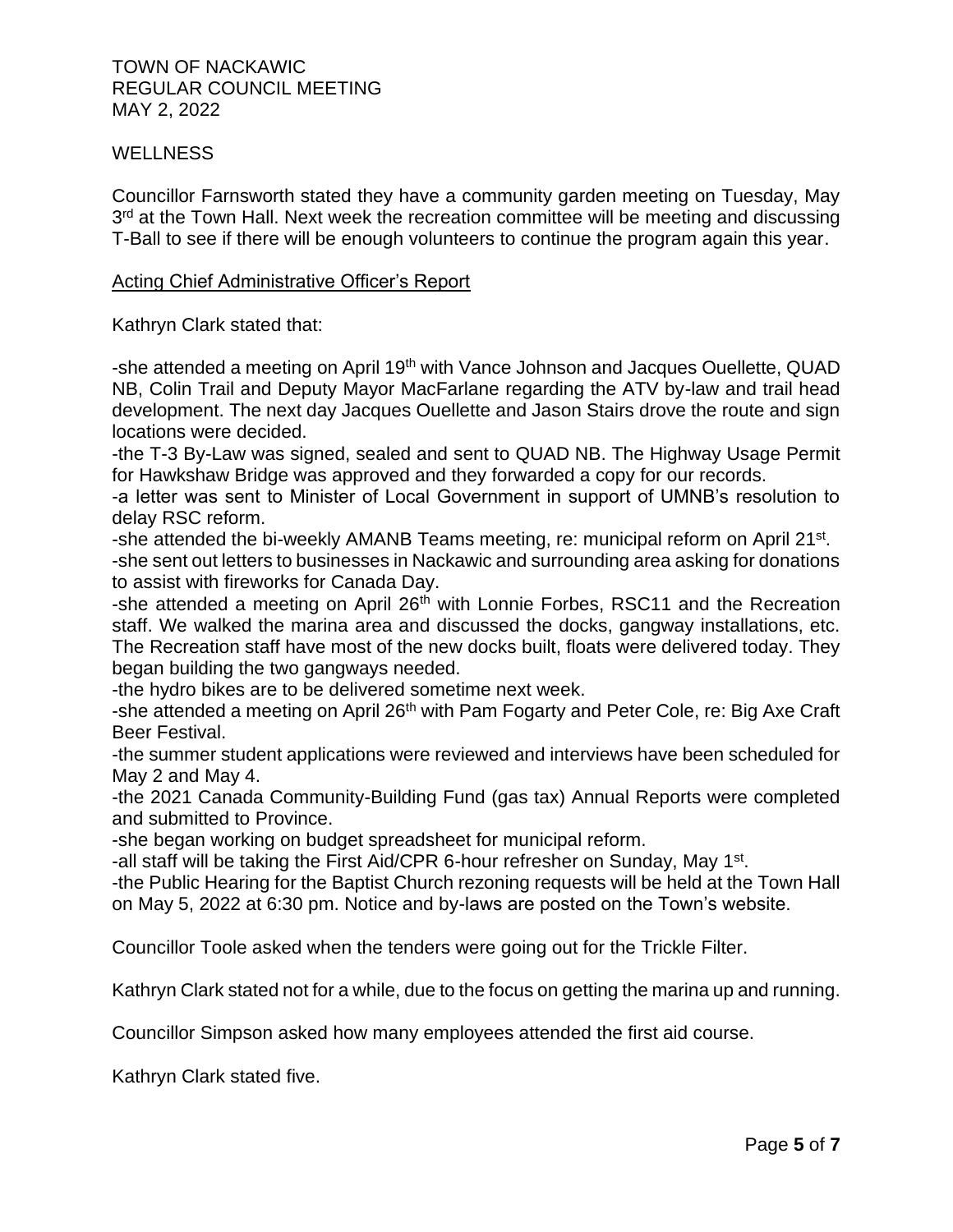WELLNESS

Councillor Farnsworth stated they have a community garden meeting on Tuesday, May 3rd at the Town Hall. Next week the recreation committee will be meeting and discussing T-Ball to see if there will be enough volunteers to continue the program again this year.

## Acting Chief Administrative Officer's Report

Kathryn Clark stated that:

-she attended a meeting on April 19th with Vance Johnson and Jacques Ouellette, QUAD NB, Colin Trail and Deputy Mayor MacFarlane regarding the ATV by-law and trail head development. The next day Jacques Ouellette and Jason Stairs drove the route and sign locations were decided.
-the T-3 By-Law was signed, sealed and sent to QUAD NB. The Highway Usage Permit for Hawkshaw Bridge was approved and they forwarded a copy for our records.
-a letter was sent to Minister of Local Government in support of UMNB's resolution to delay RSC reform.
-she attended the bi-weekly AMANB Teams meeting, re: municipal reform on April 21st.
-she sent out letters to businesses in Nackawic and surrounding area asking for donations to assist with fireworks for Canada Day.
-she attended a meeting on April 26th with Lonnie Forbes, RSC11 and the Recreation staff. We walked the marina area and discussed the docks, gangway installations, etc. The Recreation staff have most of the new docks built, floats were delivered today. They began building the two gangways needed.
-the hydro bikes are to be delivered sometime next week.
-she attended a meeting on April 26th with Pam Fogarty and Peter Cole, re: Big Axe Craft Beer Festival.
-the summer student applications were reviewed and interviews have been scheduled for May 2 and May 4.
-the 2021 Canada Community-Building Fund (gas tax) Annual Reports were completed and submitted to Province.
-she began working on budget spreadsheet for municipal reform.
-all staff will be taking the First Aid/CPR 6-hour refresher on Sunday, May 1st.
-the Public Hearing for the Baptist Church rezoning requests will be held at the Town Hall on May 5, 2022 at 6:30 pm. Notice and by-laws are posted on the Town's website.

Councillor Toole asked when the tenders were going out for the Trickle Filter.

Kathryn Clark stated not for a while, due to the focus on getting the marina up and running.

Councillor Simpson asked how many employees attended the first aid course.

Kathryn Clark stated five.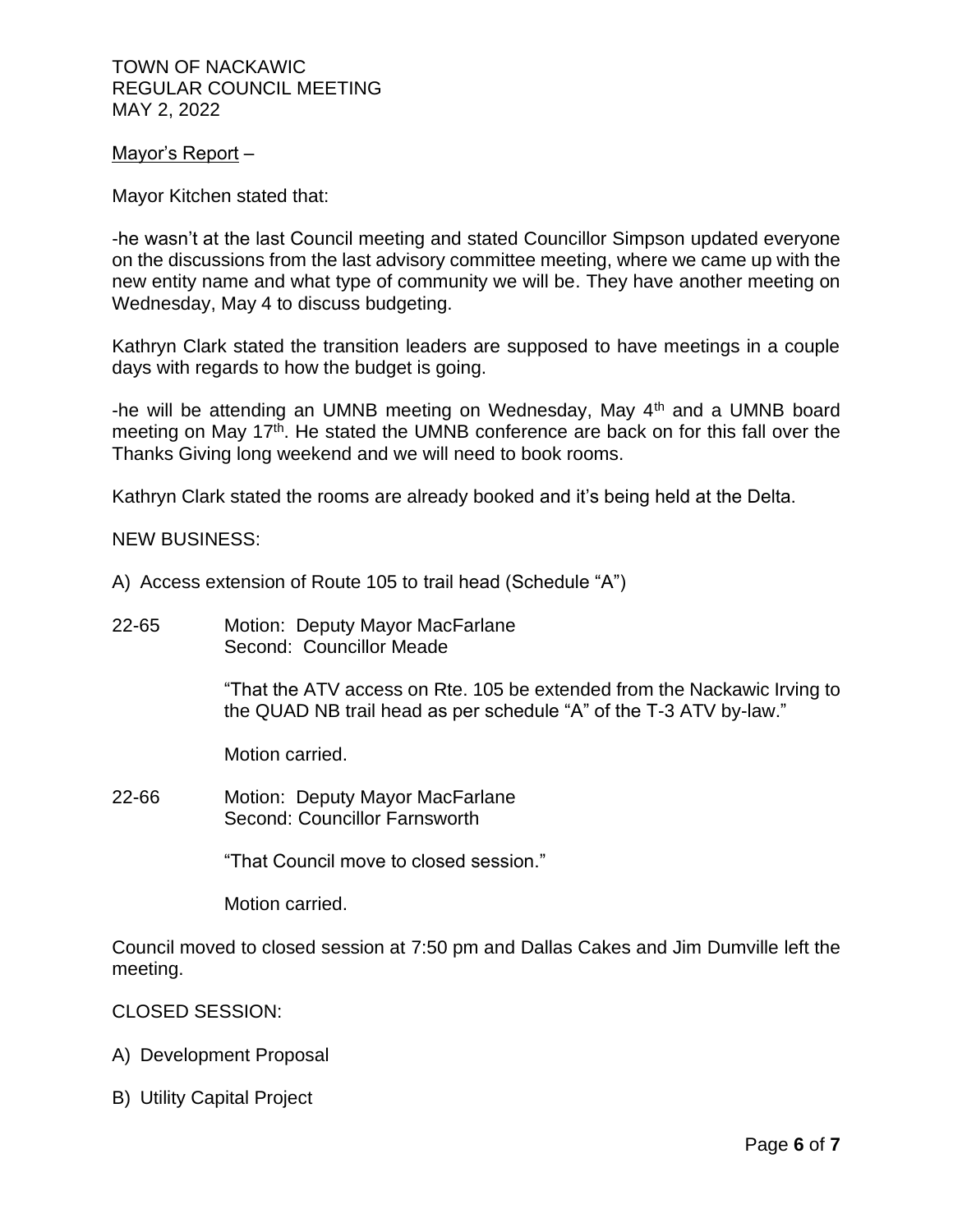Mayor's Report –

Mayor Kitchen stated that:

-he wasn't at the last Council meeting and stated Councillor Simpson updated everyone on the discussions from the last advisory committee meeting, where we came up with the new entity name and what type of community we will be. They have another meeting on Wednesday, May 4 to discuss budgeting.

Kathryn Clark stated the transition leaders are supposed to have meetings in a couple days with regards to how the budget is going.

-he will be attending an UMNB meeting on Wednesday, May 4th and a UMNB board meeting on May 17th. He stated the UMNB conference are back on for this fall over the Thanks Giving long weekend and we will need to book rooms.

Kathryn Clark stated the rooms are already booked and it's being held at the Delta.

NEW BUSINESS:

A) Access extension of Route 105 to trail head (Schedule "A")

22-65 Motion: Deputy Mayor MacFarlane
Second: Councillor Meade

"That the ATV access on Rte. 105 be extended from the Nackawic Irving to the QUAD NB trail head as per schedule "A" of the T-3 ATV by-law."

Motion carried.

22-66 Motion: Deputy Mayor MacFarlane
Second: Councillor Farnsworth

"That Council move to closed session."

Motion carried.

Council moved to closed session at 7:50 pm and Dallas Cakes and Jim Dumville left the meeting.

CLOSED SESSION:

A) Development Proposal

B) Utility Capital Project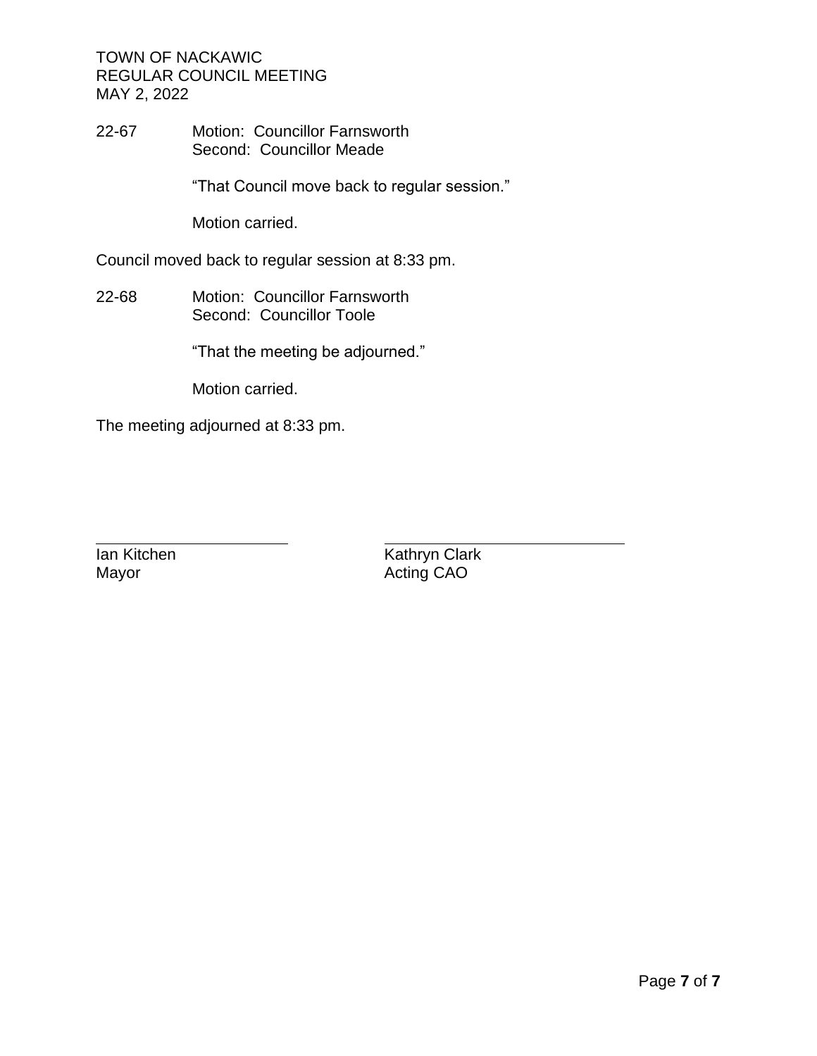22-67 Motion: Councillor Farnsworth
Second: Councillor Meade

"That Council move back to regular session."

Motion carried.

Council moved back to regular session at 8:33 pm.

22-68 Motion: Councillor Farnsworth
Second: Councillor Toole

"That the meeting be adjourned."

Motion carried.

The meeting adjourned at 8:33 pm.

| | |
|---|---|
| Ian Kitchen | Kathryn Clark |
| Mayor | Acting CAO |